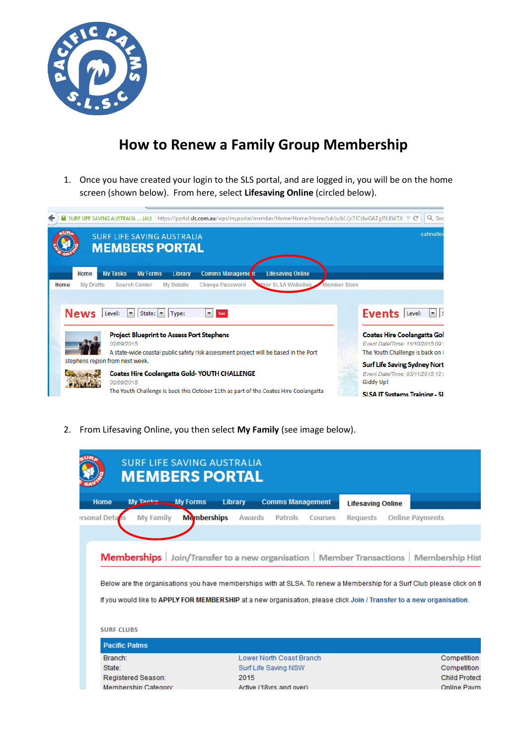# How to Renew a Family Group Membership

1. Once you have created your login to the SLS portal, and are logged in, you will be on the home screen (shown below). From here, select **Lifesaving Online** (circled below).

2. From Lifesaving Online, you then select **My Family** (see image below).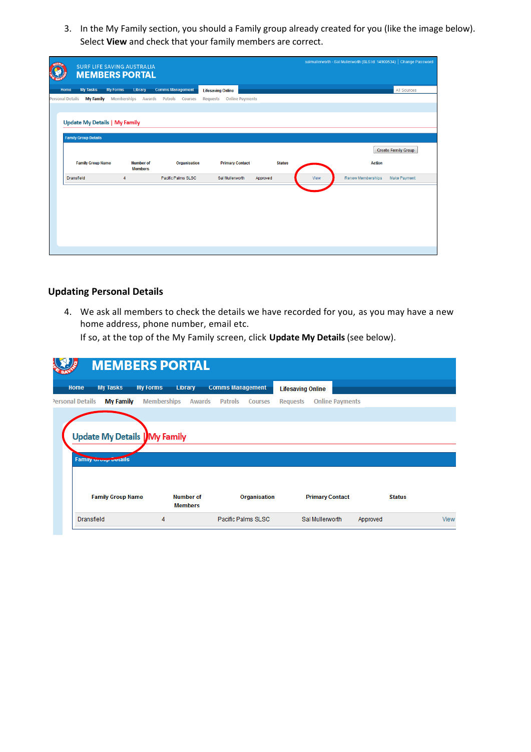3. In the My Family section, you should a Family group already created for you (like the image below). Select **View** and check that your family members are correct.

## Updating Personal Details

4. We ask all members to check the details we have recorded for you, as you may have a new home address, phone number, email etc.
   If so, at the top of the My Family screen, click **Update My Details** (see below).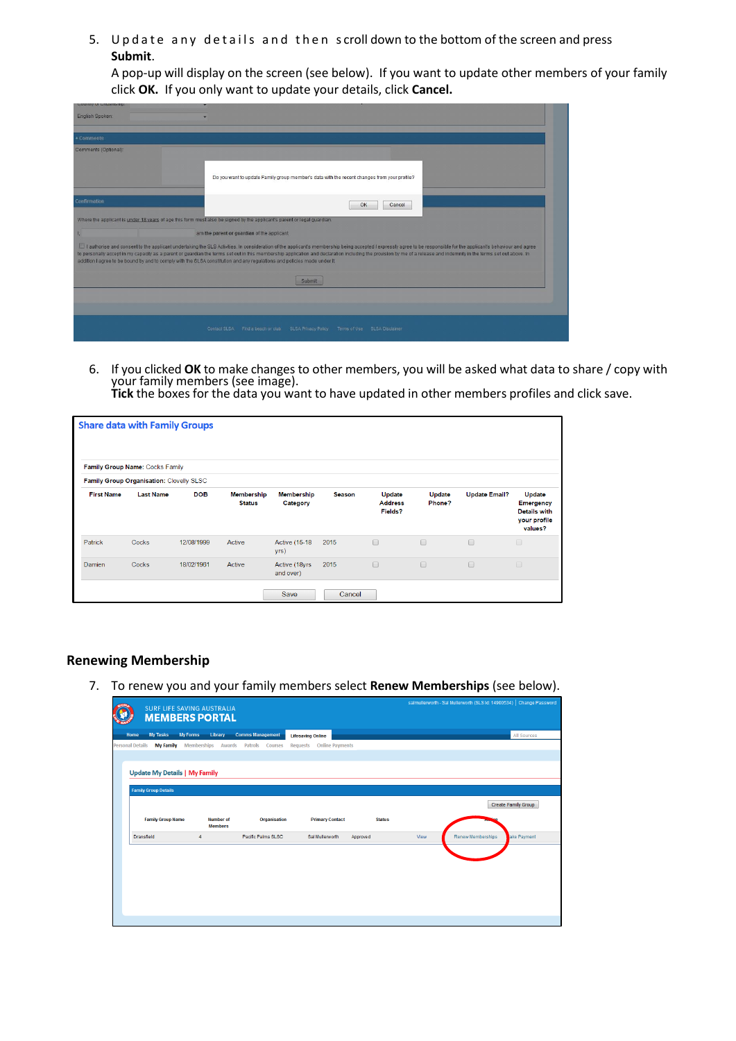5. Update any details and then scroll down to the bottom of the screen and press **Submit**.
   A pop-up will display on the screen (see below). If you want to update other members of your family click **OK.** If you only want to update your details, click **Cancel.**

6. If you clicked **OK** to make changes to other members, you will be asked what data to share / copy with your family members (see image).
   **Tick** the boxes for the data you want to have updated in other members profiles and click save.

**Share data with Family Groups**

**Family Group Name:** Cocks Family

**Family Group Organisation:** Clovelly SLSC

| First Name | Last Name | DOB | Membership Status | Membership Category | Season | Update Address Fields? | Update Phone? | Update Email? | Update Emergency Details with your profile values? |
|---|---|---|---|---|---|---|---|---|---|
| Patrick | Cocks | 12/08/1999 | Active | Active (15-18 yrs) | 2015 | ☐ | ☐ | ☐ | ☐ |
| Damien | Cocks | 18/02/1961 | Active | Active (18yrs and over) | 2015 | ☐ | ☐ | ☐ | ☐ |

Save Cancel

## Renewing Membership

7. To renew you and your family members select **Renew Memberships** (see below).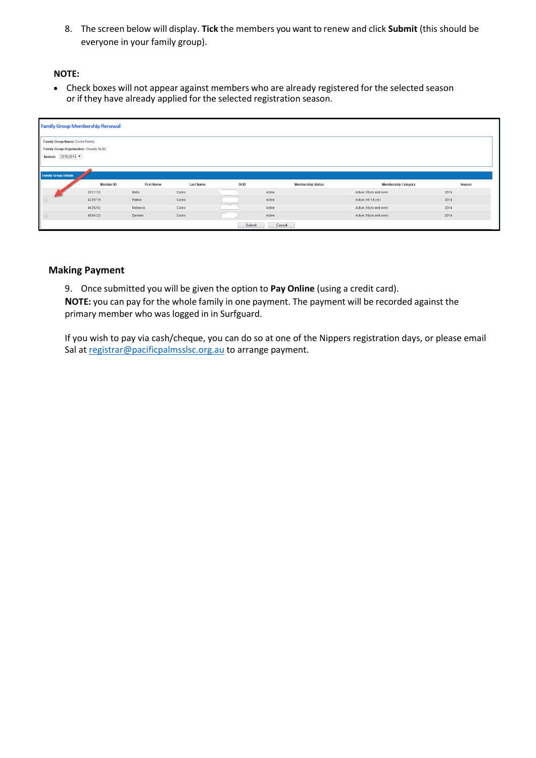8. The screen below will display. **Tick** the members you want to renew and click **Submit** (this should be everyone in your family group).

**NOTE:**

- Check boxes will not appear against members who are already registered for the selected season or if they have already applied for the selected registration season.

Family Group Membership Renewal

Family Group Name: Cocks Family
Family Group Organisation: Clovelly SLSC
Season: 2015/2016

Family Group Details

| | Member ID | First Name | Last Name | DOB | Membership Status | Membership Category | Season |
|---|---|---|---|---|---|---|---|
| | 3531133 | Molly | Cocks | | Active | Active (18yrs and over) | 2014 |
| ☐ | 4235719 | Patrick | Cocks | | Active | Active (15-18 yrs) | 2014 |
| | 4625252 | Rebecca | Cocks | | Active | Active (18yrs and over) | 2014 |
| ☐ | 4564123 | Damien | Cocks | | Active | Active (18yrs and over) | 2014 |

Submit Cancel

## Making Payment

9. Once submitted you will be given the option to **Pay Online** (using a credit card).

**NOTE:** you can pay for the whole family in one payment. The payment will be recorded against the primary member who was logged in in Surfguard.

If you wish to pay via cash/cheque, you can do so at one of the Nippers registration days, or please email Sal at registrar@pacificpalmsslsc.org.au to arrange payment.